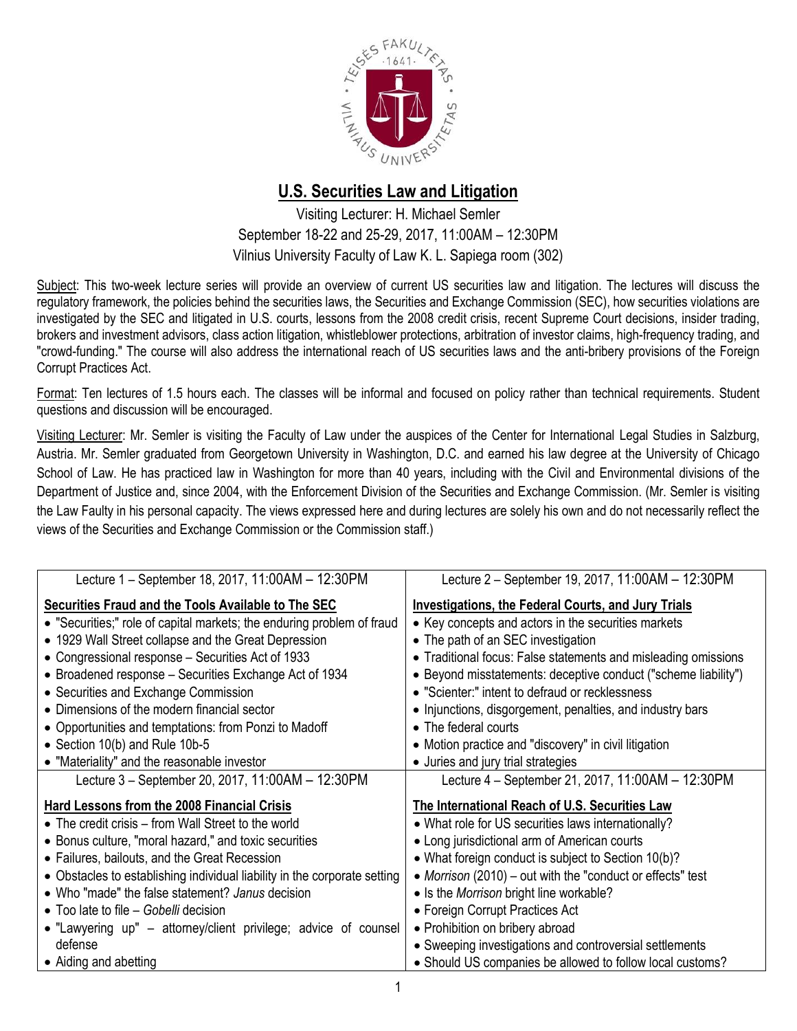# U.S. Securities Law and Litigation

Visiting Lecturer: H. Michael Semler
September 18-22 and 25-29, 2017, 11:00AM – 12:30PM
Vilnius University Faculty of Law K. L. Sapiega room (302)

Subject: This two-week lecture series will provide an overview of current US securities law and litigation. The lectures will discuss the regulatory framework, the policies behind the securities laws, the Securities and Exchange Commission (SEC), how securities violations are investigated by the SEC and litigated in U.S. courts, lessons from the 2008 credit crisis, recent Supreme Court decisions, insider trading, brokers and investment advisors, class action litigation, whistleblower protections, arbitration of investor claims, high-frequency trading, and "crowd-funding." The course will also address the international reach of US securities laws and the anti-bribery provisions of the Foreign Corrupt Practices Act.

Format: Ten lectures of 1.5 hours each. The classes will be informal and focused on policy rather than technical requirements. Student questions and discussion will be encouraged.

Visiting Lecturer: Mr. Semler is visiting the Faculty of Law under the auspices of the Center for International Legal Studies in Salzburg, Austria. Mr. Semler graduated from Georgetown University in Washington, D.C. and earned his law degree at the University of Chicago School of Law. He has practiced law in Washington for more than 40 years, including with the Civil and Environmental divisions of the Department of Justice and, since 2004, with the Enforcement Division of the Securities and Exchange Commission. (Mr. Semler is visiting the Law Faulty in his personal capacity. The views expressed here and during lectures are solely his own and do not necessarily reflect the views of the Securities and Exchange Commission or the Commission staff.)

| Lecture 1 – September 18, 2017, 11:00AM – 12:30PM | Lecture 2 – September 19, 2017, 11:00AM – 12:30PM |
|---|---|
| **Securities Fraud and the Tools Available to The SEC**<br>• "Securities;" role of capital markets; the enduring problem of fraud<br>• 1929 Wall Street collapse and the Great Depression<br>• Congressional response – Securities Act of 1933<br>• Broadened response – Securities Exchange Act of 1934<br>• Securities and Exchange Commission<br>• Dimensions of the modern financial sector<br>• Opportunities and temptations: from Ponzi to Madoff<br>• Section 10(b) and Rule 10b-5<br>• "Materiality" and the reasonable investor | **Investigations, the Federal Courts, and Jury Trials**<br>• Key concepts and actors in the securities markets<br>• The path of an SEC investigation<br>• Traditional focus: False statements and misleading omissions<br>• Beyond misstatements: deceptive conduct ("scheme liability")<br>• "Scienter:" intent to defraud or recklessness<br>• Injunctions, disgorgement, penalties, and industry bars<br>• The federal courts<br>• Motion practice and "discovery" in civil litigation<br>• Juries and jury trial strategies |
| **Lecture 3 – September 20, 2017, 11:00AM – 12:30PM** | **Lecture 4 – September 21, 2017, 11:00AM – 12:30PM** |
| **Hard Lessons from the 2008 Financial Crisis**<br>• The credit crisis – from Wall Street to the world<br>• Bonus culture, "moral hazard," and toxic securities<br>• Failures, bailouts, and the Great Recession<br>• Obstacles to establishing individual liability in the corporate setting<br>• Who "made" the false statement? *Janus* decision<br>• Too late to file – *Gobelli* decision<br>• "Lawyering up" – attorney/client privilege; advice of counsel defense<br>• Aiding and abetting | **The International Reach of U.S. Securities Law**<br>• What role for US securities laws internationally?<br>• Long jurisdictional arm of American courts<br>• What foreign conduct is subject to Section 10(b)?<br>• *Morrison* (2010) – out with the "conduct or effects" test<br>• Is the *Morrison* bright line workable?<br>• Foreign Corrupt Practices Act<br>• Prohibition on bribery abroad<br>• Sweeping investigations and controversial settlements<br>• Should US companies be allowed to follow local customs? |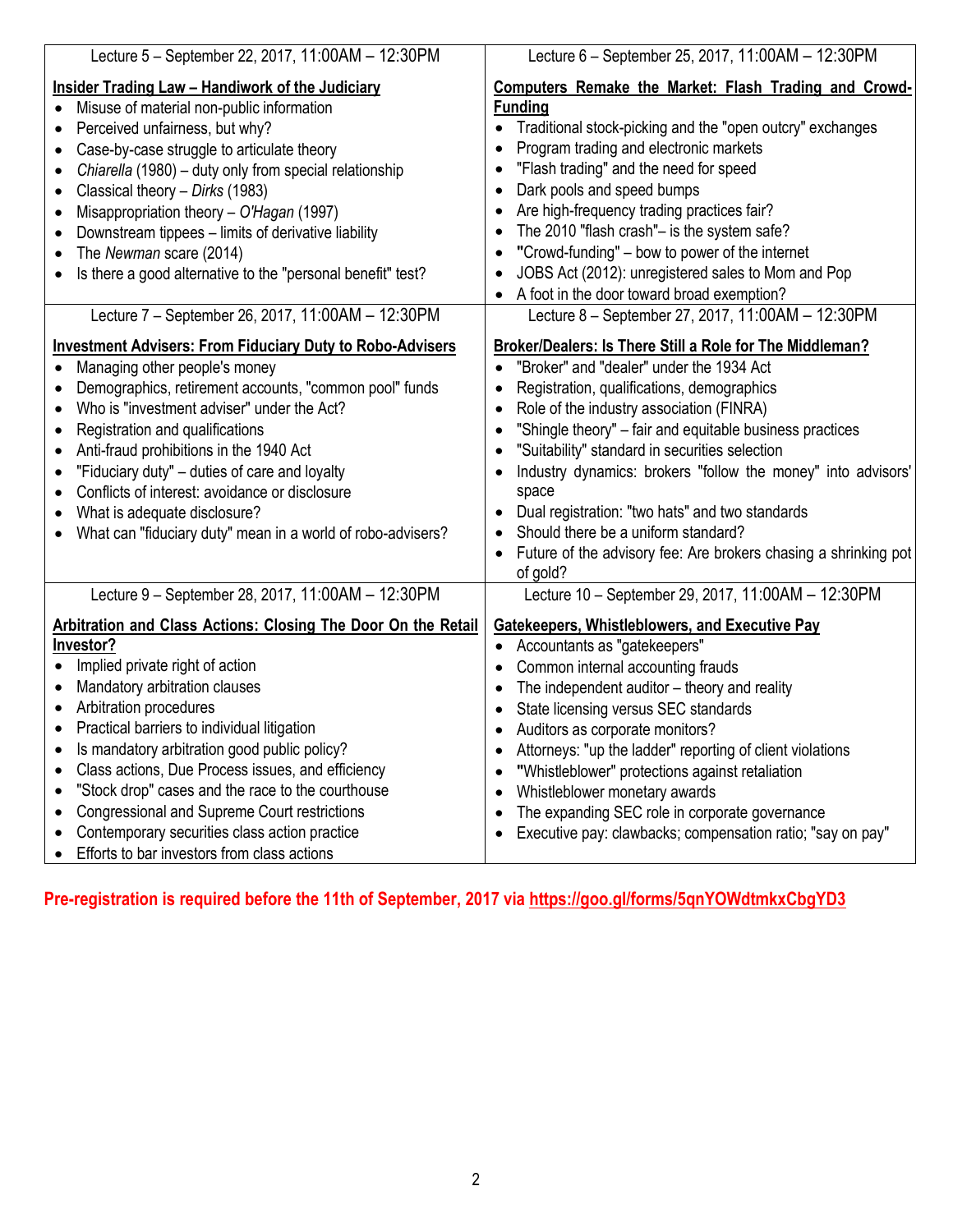Lecture 5 – September 22, 2017, 11:00AM – 12:30PM

**Insider Trading Law – Handiwork of the Judiciary**

- Misuse of material non-public information
- Perceived unfairness, but why?
- Case-by-case struggle to articulate theory
- *Chiarella* (1980) – duty only from special relationship
- Classical theory – *Dirks* (1983)
- Misappropriation theory – *O'Hagan* (1997)
- Downstream tippees – limits of derivative liability
- The *Newman* scare (2014)
- Is there a good alternative to the "personal benefit" test?

Lecture 6 – September 25, 2017, 11:00AM – 12:30PM

**Computers Remake the Market: Flash Trading and Crowd-Funding**

- Traditional stock-picking and the "open outcry" exchanges
- Program trading and electronic markets
- "Flash trading" and the need for speed
- Dark pools and speed bumps
- Are high-frequency trading practices fair?
- The 2010 "flash crash"– is the system safe?
- "Crowd-funding" – bow to power of the internet
- JOBS Act (2012): unregistered sales to Mom and Pop
- A foot in the door toward broad exemption?

Lecture 7 – September 26, 2017, 11:00AM – 12:30PM

**Investment Advisers: From Fiduciary Duty to Robo-Advisers**

- Managing other people's money
- Demographics, retirement accounts, "common pool" funds
- Who is "investment adviser" under the Act?
- Registration and qualifications
- Anti-fraud prohibitions in the 1940 Act
- "Fiduciary duty" – duties of care and loyalty
- Conflicts of interest: avoidance or disclosure
- What is adequate disclosure?
- What can "fiduciary duty" mean in a world of robo-advisers?

Lecture 8 – September 27, 2017, 11:00AM – 12:30PM

**Broker/Dealers: Is There Still a Role for The Middleman?**

- "Broker" and "dealer" under the 1934 Act
- Registration, qualifications, demographics
- Role of the industry association (FINRA)
- "Shingle theory" – fair and equitable business practices
- "Suitability" standard in securities selection
- Industry dynamics: brokers "follow the money" into advisors' space
- Dual registration: "two hats" and two standards
- Should there be a uniform standard?
- Future of the advisory fee: Are brokers chasing a shrinking pot of gold?

Lecture 9 – September 28, 2017, 11:00AM – 12:30PM

**Arbitration and Class Actions: Closing The Door On the Retail Investor?**

- Implied private right of action
- Mandatory arbitration clauses
- Arbitration procedures
- Practical barriers to individual litigation
- Is mandatory arbitration good public policy?
- Class actions, Due Process issues, and efficiency
- "Stock drop" cases and the race to the courthouse
- Congressional and Supreme Court restrictions
- Contemporary securities class action practice
- Efforts to bar investors from class actions

Lecture 10 – September 29, 2017, 11:00AM – 12:30PM

**Gatekeepers, Whistleblowers, and Executive Pay**

- Accountants as "gatekeepers"
- Common internal accounting frauds
- The independent auditor – theory and reality
- State licensing versus SEC standards
- Auditors as corporate monitors?
- Attorneys: "up the ladder" reporting of client violations
- "Whistleblower" protections against retaliation
- Whistleblower monetary awards
- The expanding SEC role in corporate governance
- Executive pay: clawbacks; compensation ratio; "say on pay"

**Pre-registration is required before the 11th of September, 2017 via https://goo.gl/forms/5qnYOWdtmkxCbgYD3**